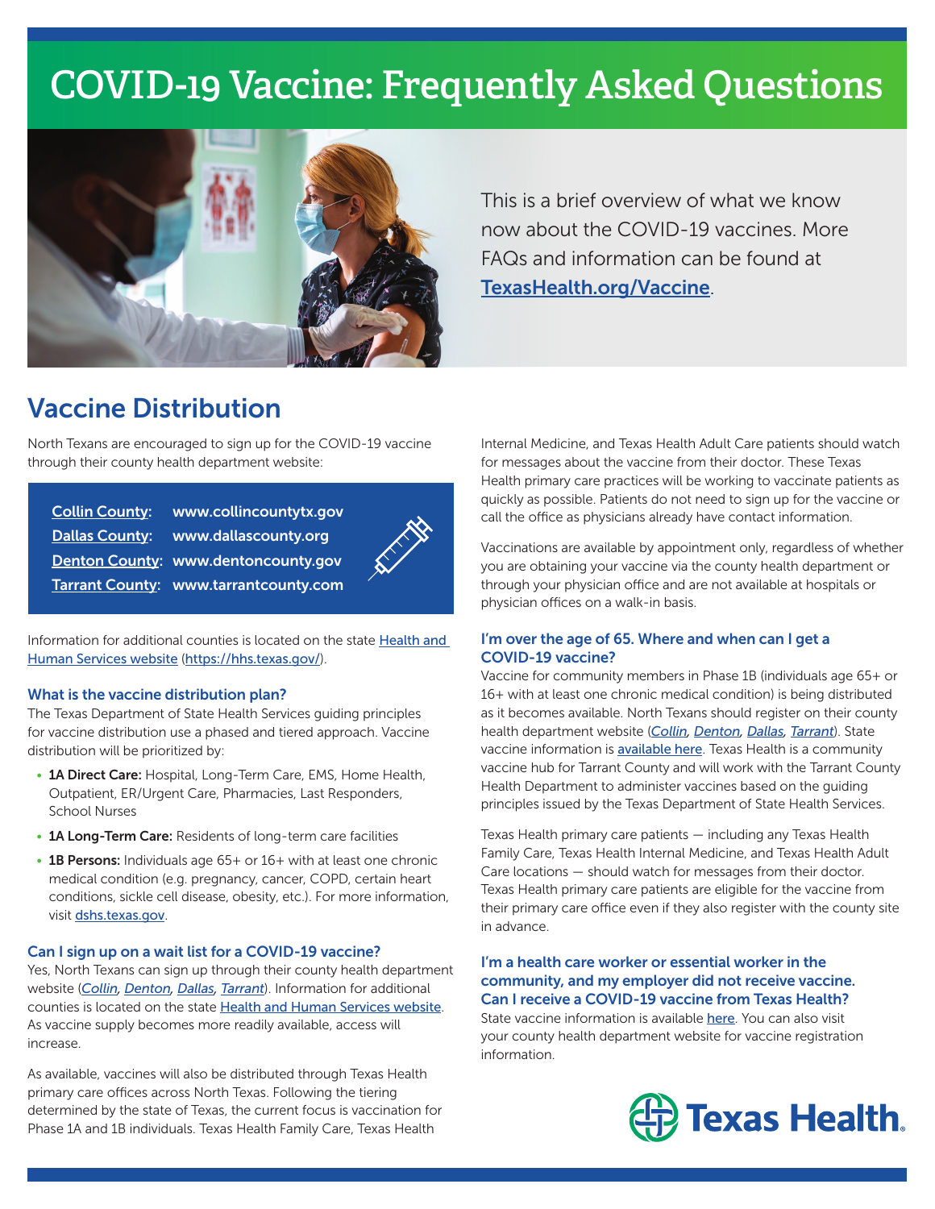# COVID-19 Vaccine: Frequently Asked Questions

This is a brief overview of what we know now about the COVID-19 vaccines. More FAQs and information can be found at TexasHealth.org/Vaccine.

## Vaccine Distribution

North Texans are encouraged to sign up for the COVID-19 vaccine through their county health department website:

| | |
|---|---|
| Collin County: | www.collincountytx.gov |
| Dallas County: | www.dallascounty.org |
| Denton County: | www.dentoncounty.gov |
| Tarrant County: | www.tarrantcounty.com |

Information for additional counties is located on the state Health and Human Services website (https://hhs.texas.gov/).

### What is the vaccine distribution plan?

The Texas Department of State Health Services guiding principles for vaccine distribution use a phased and tiered approach. Vaccine distribution will be prioritized by:

- **1A Direct Care:** Hospital, Long-Term Care, EMS, Home Health, Outpatient, ER/Urgent Care, Pharmacies, Last Responders, School Nurses
- **1A Long-Term Care:** Residents of long-term care facilities
- **1B Persons:** Individuals age 65+ or 16+ with at least one chronic medical condition (e.g. pregnancy, cancer, COPD, certain heart conditions, sickle cell disease, obesity, etc.). For more information, visit dshs.texas.gov.

### Can I sign up on a wait list for a COVID-19 vaccine?

Yes, North Texans can sign up through their county health department website (*Collin, Denton, Dallas, Tarrant*). Information for additional counties is located on the state Health and Human Services website. As vaccine supply becomes more readily available, access will increase.

As available, vaccines will also be distributed through Texas Health primary care offices across North Texas. Following the tiering determined by the state of Texas, the current focus is vaccination for Phase 1A and 1B individuals. Texas Health Family Care, Texas Health Internal Medicine, and Texas Health Adult Care patients should watch for messages about the vaccine from their doctor. These Texas Health primary care practices will be working to vaccinate patients as quickly as possible. Patients do not need to sign up for the vaccine or call the office as physicians already have contact information.

Vaccinations are available by appointment only, regardless of whether you are obtaining your vaccine via the county health department or through your physician office and are not available at hospitals or physician offices on a walk-in basis.

### I'm over the age of 65. Where and when can I get a COVID-19 vaccine?

Vaccine for community members in Phase 1B (individuals age 65+ or 16+ with at least one chronic medical condition) is being distributed as it becomes available. North Texans should register on their county health department website (*Collin, Denton, Dallas, Tarrant*). State vaccine information is available here. Texas Health is a community vaccine hub for Tarrant County and will work with the Tarrant County Health Department to administer vaccines based on the guiding principles issued by the Texas Department of State Health Services.

Texas Health primary care patients — including any Texas Health Family Care, Texas Health Internal Medicine, and Texas Health Adult Care locations — should watch for messages from their doctor. Texas Health primary care patients are eligible for the vaccine from their primary care office even if they also register with the county site in advance.

### I'm a health care worker or essential worker in the community, and my employer did not receive vaccine. Can I receive a COVID-19 vaccine from Texas Health?

State vaccine information is available here. You can also visit your county health department website for vaccine registration information.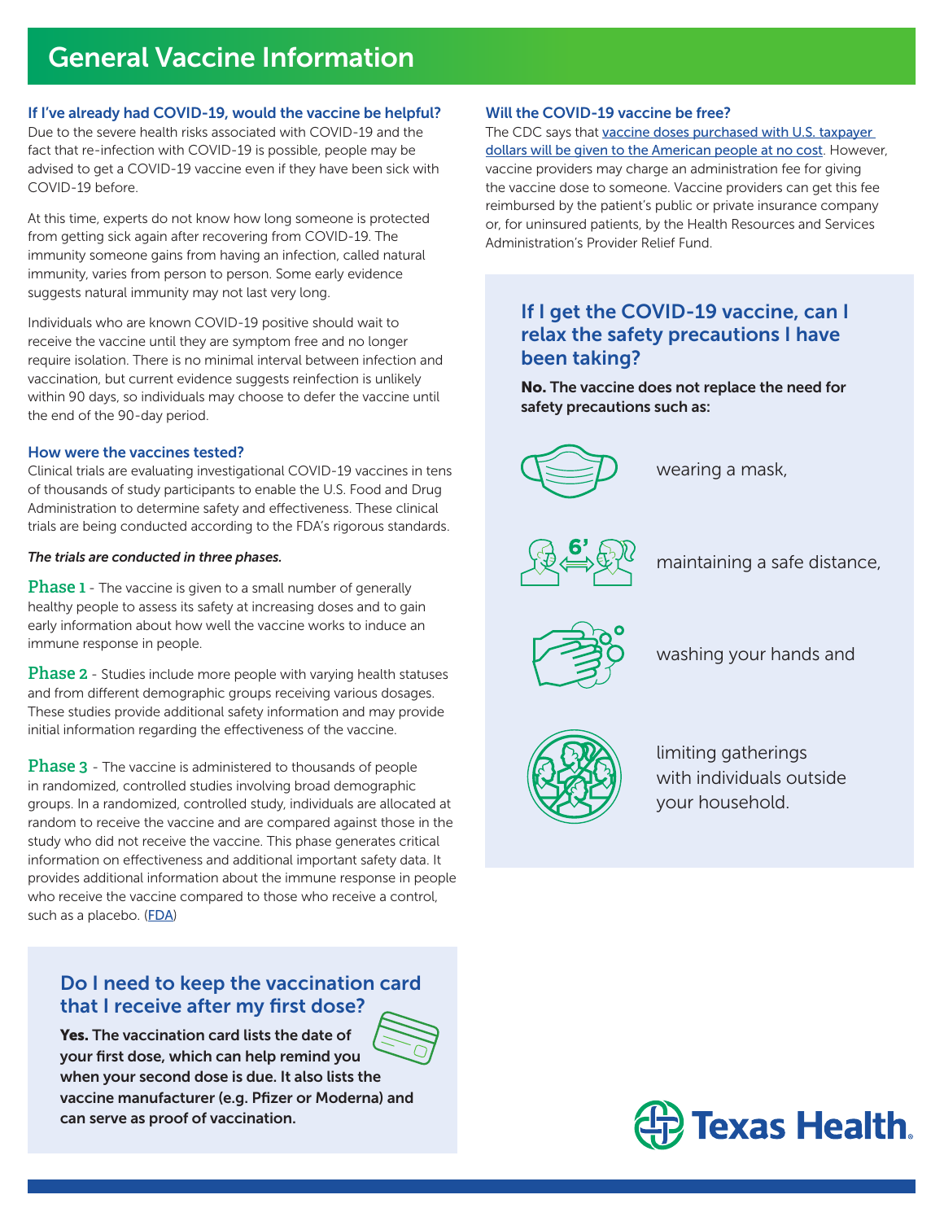# General Vaccine Information

### If I've already had COVID-19, would the vaccine be helpful?

Due to the severe health risks associated with COVID-19 and the fact that re-infection with COVID-19 is possible, people may be advised to get a COVID-19 vaccine even if they have been sick with COVID-19 before.

At this time, experts do not know how long someone is protected from getting sick again after recovering from COVID-19. The immunity someone gains from having an infection, called natural immunity, varies from person to person. Some early evidence suggests natural immunity may not last very long.

Individuals who are known COVID-19 positive should wait to receive the vaccine until they are symptom free and no longer require isolation. There is no minimal interval between infection and vaccination, but current evidence suggests reinfection is unlikely within 90 days, so individuals may choose to defer the vaccine until the end of the 90-day period.

### How were the vaccines tested?

Clinical trials are evaluating investigational COVID-19 vaccines in tens of thousands of study participants to enable the U.S. Food and Drug Administration to determine safety and effectiveness. These clinical trials are being conducted according to the FDA's rigorous standards.

***The trials are conducted in three phases.***

**Phase 1** - The vaccine is given to a small number of generally healthy people to assess its safety at increasing doses and to gain early information about how well the vaccine works to induce an immune response in people.

**Phase 2** - Studies include more people with varying health statuses and from different demographic groups receiving various dosages. These studies provide additional safety information and may provide initial information regarding the effectiveness of the vaccine.

**Phase 3** - The vaccine is administered to thousands of people in randomized, controlled studies involving broad demographic groups. In a randomized, controlled study, individuals are allocated at random to receive the vaccine and are compared against those in the study who did not receive the vaccine. This phase generates critical information on effectiveness and additional important safety data. It provides additional information about the immune response in people who receive the vaccine compared to those who receive a control, such as a placebo. (FDA)

## Do I need to keep the vaccination card that I receive after my first dose?

**Yes. The vaccination card lists the date of your first dose, which can help remind you when your second dose is due. It also lists the vaccine manufacturer (e.g. Pfizer or Moderna) and can serve as proof of vaccination.**

### Will the COVID-19 vaccine be free?

The CDC says that vaccine doses purchased with U.S. taxpayer dollars will be given to the American people at no cost. However, vaccine providers may charge an administration fee for giving the vaccine dose to someone. Vaccine providers can get this fee reimbursed by the patient's public or private insurance company or, for uninsured patients, by the Health Resources and Services Administration's Provider Relief Fund.

## If I get the COVID-19 vaccine, can I relax the safety precautions I have been taking?

**No. The vaccine does not replace the need for safety precautions such as:**

- wearing a mask,
- maintaining a safe distance,
- washing your hands and
- limiting gatherings with individuals outside your household.

Texas Health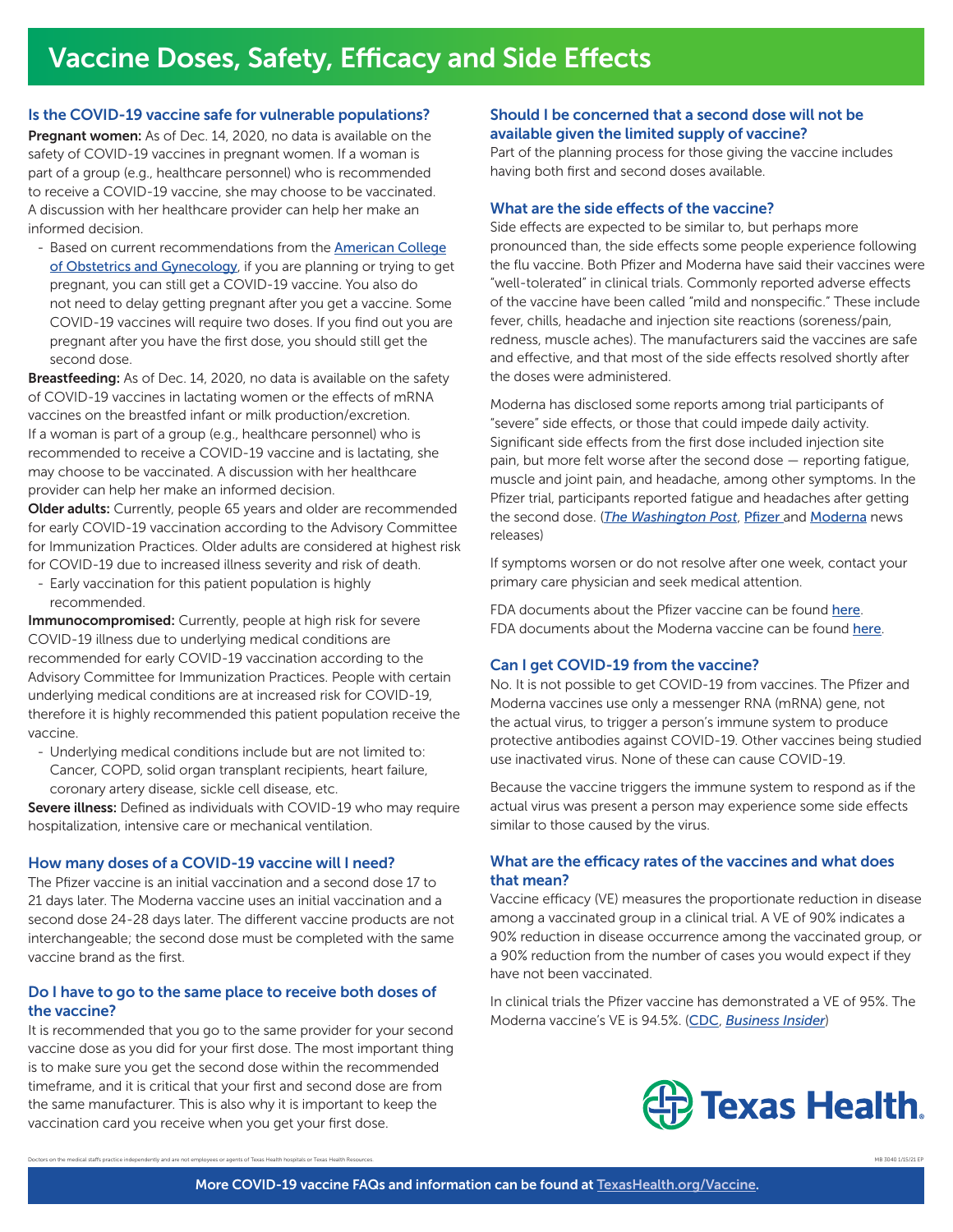# Vaccine Doses, Safety, Efficacy and Side Effects

## Is the COVID-19 vaccine safe for vulnerable populations?

**Pregnant women:** As of Dec. 14, 2020, no data is available on the safety of COVID-19 vaccines in pregnant women. If a woman is part of a group (e.g., healthcare personnel) who is recommended to receive a COVID-19 vaccine, she may choose to be vaccinated. A discussion with her healthcare provider can help her make an informed decision.

- Based on current recommendations from the American College of Obstetrics and Gynecology, if you are planning or trying to get pregnant, you can still get a COVID-19 vaccine. You also do not need to delay getting pregnant after you get a vaccine. Some COVID-19 vaccines will require two doses. If you find out you are pregnant after you have the first dose, you should still get the second dose.

**Breastfeeding:** As of Dec. 14, 2020, no data is available on the safety of COVID-19 vaccines in lactating women or the effects of mRNA vaccines on the breastfed infant or milk production/excretion. If a woman is part of a group (e.g., healthcare personnel) who is recommended to receive a COVID-19 vaccine and is lactating, she may choose to be vaccinated. A discussion with her healthcare provider can help her make an informed decision.

**Older adults:** Currently, people 65 years and older are recommended for early COVID-19 vaccination according to the Advisory Committee for Immunization Practices. Older adults are considered at highest risk for COVID-19 due to increased illness severity and risk of death.

- Early vaccination for this patient population is highly recommended.

**Immunocompromised:** Currently, people at high risk for severe COVID-19 illness due to underlying medical conditions are recommended for early COVID-19 vaccination according to the Advisory Committee for Immunization Practices. People with certain underlying medical conditions are at increased risk for COVID-19, therefore it is highly recommended this patient population receive the vaccine.

- Underlying medical conditions include but are not limited to: Cancer, COPD, solid organ transplant recipients, heart failure, coronary artery disease, sickle cell disease, etc.

**Severe illness:** Defined as individuals with COVID-19 who may require hospitalization, intensive care or mechanical ventilation.

## How many doses of a COVID-19 vaccine will I need?

The Pfizer vaccine is an initial vaccination and a second dose 17 to 21 days later. The Moderna vaccine uses an initial vaccination and a second dose 24-28 days later. The different vaccine products are not interchangeable; the second dose must be completed with the same vaccine brand as the first.

## Do I have to go to the same place to receive both doses of the vaccine?

It is recommended that you go to the same provider for your second vaccine dose as you did for your first dose. The most important thing is to make sure you get the second dose within the recommended timeframe, and it is critical that your first and second dose are from the same manufacturer. This is also why it is important to keep the vaccination card you receive when you get your first dose.

## Should I be concerned that a second dose will not be available given the limited supply of vaccine?

Part of the planning process for those giving the vaccine includes having both first and second doses available.

## What are the side effects of the vaccine?

Side effects are expected to be similar to, but perhaps more pronounced than, the side effects some people experience following the flu vaccine. Both Pfizer and Moderna have said their vaccines were "well-tolerated" in clinical trials. Commonly reported adverse effects of the vaccine have been called "mild and nonspecific." These include fever, chills, headache and injection site reactions (soreness/pain, redness, muscle aches). The manufacturers said the vaccines are safe and effective, and that most of the side effects resolved shortly after the doses were administered.

Moderna has disclosed some reports among trial participants of "severe" side effects, or those that could impede daily activity. Significant side effects from the first dose included injection site pain, but more felt worse after the second dose — reporting fatigue, muscle and joint pain, and headache, among other symptoms. In the Pfizer trial, participants reported fatigue and headaches after getting the second dose. (*The Washington Post*, Pfizer and Moderna news releases)

If symptoms worsen or do not resolve after one week, contact your primary care physician and seek medical attention.

FDA documents about the Pfizer vaccine can be found here.
FDA documents about the Moderna vaccine can be found here.

## Can I get COVID-19 from the vaccine?

No. It is not possible to get COVID-19 from vaccines. The Pfizer and Moderna vaccines use only a messenger RNA (mRNA) gene, not the actual virus, to trigger a person's immune system to produce protective antibodies against COVID-19. Other vaccines being studied use inactivated virus. None of these can cause COVID-19.

Because the vaccine triggers the immune system to respond as if the actual virus was present a person may experience some side effects similar to those caused by the virus.

## What are the efficacy rates of the vaccines and what does that mean?

Vaccine efficacy (VE) measures the proportionate reduction in disease among a vaccinated group in a clinical trial. A VE of 90% indicates a 90% reduction in disease occurrence among the vaccinated group, or a 90% reduction from the number of cases you would expect if they have not been vaccinated.

In clinical trials the Pfizer vaccine has demonstrated a VE of 95%. The Moderna vaccine's VE is 94.5%. (CDC, *Business Insider*)

Texas Health

Doctors on the medical staffs practice independently and are not employees or agents of Texas Health hospitals or Texas Health Resources.

MB 3040 1/15/21 EP

More COVID-19 vaccine FAQs and information can be found at TexasHealth.org/Vaccine.